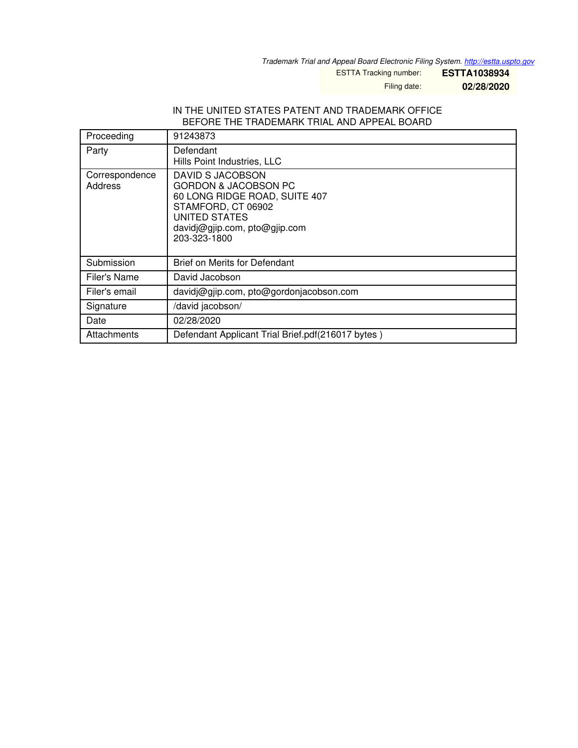Trademark Trial and Appeal Board Electronic Filing System. http://estta.uspto.gov

ESTTA Tracking number: **ESTTA1038934**

Filing date: **02/28/2020**

IN THE UNITED STATES PATENT AND TRADEMARK OFFICE
BEFORE THE TRADEMARK TRIAL AND APPEAL BOARD

| Proceeding | 91243873 |
|---|---|
| Party | Defendant<br>Hills Point Industries, LLC |
| Correspondence Address | DAVID S JACOBSON<br>GORDON & JACOBSON PC<br>60 LONG RIDGE ROAD, SUITE 407<br>STAMFORD, CT 06902<br>UNITED STATES<br>davidj@gjip.com, pto@gjip.com<br>203-323-1800 |
| Submission | Brief on Merits for Defendant |
| Filer's Name | David Jacobson |
| Filer's email | davidj@gjip.com, pto@gordonjacobson.com |
| Signature | /david jacobson/ |
| Date | 02/28/2020 |
| Attachments | Defendant Applicant Trial Brief.pdf(216017 bytes ) |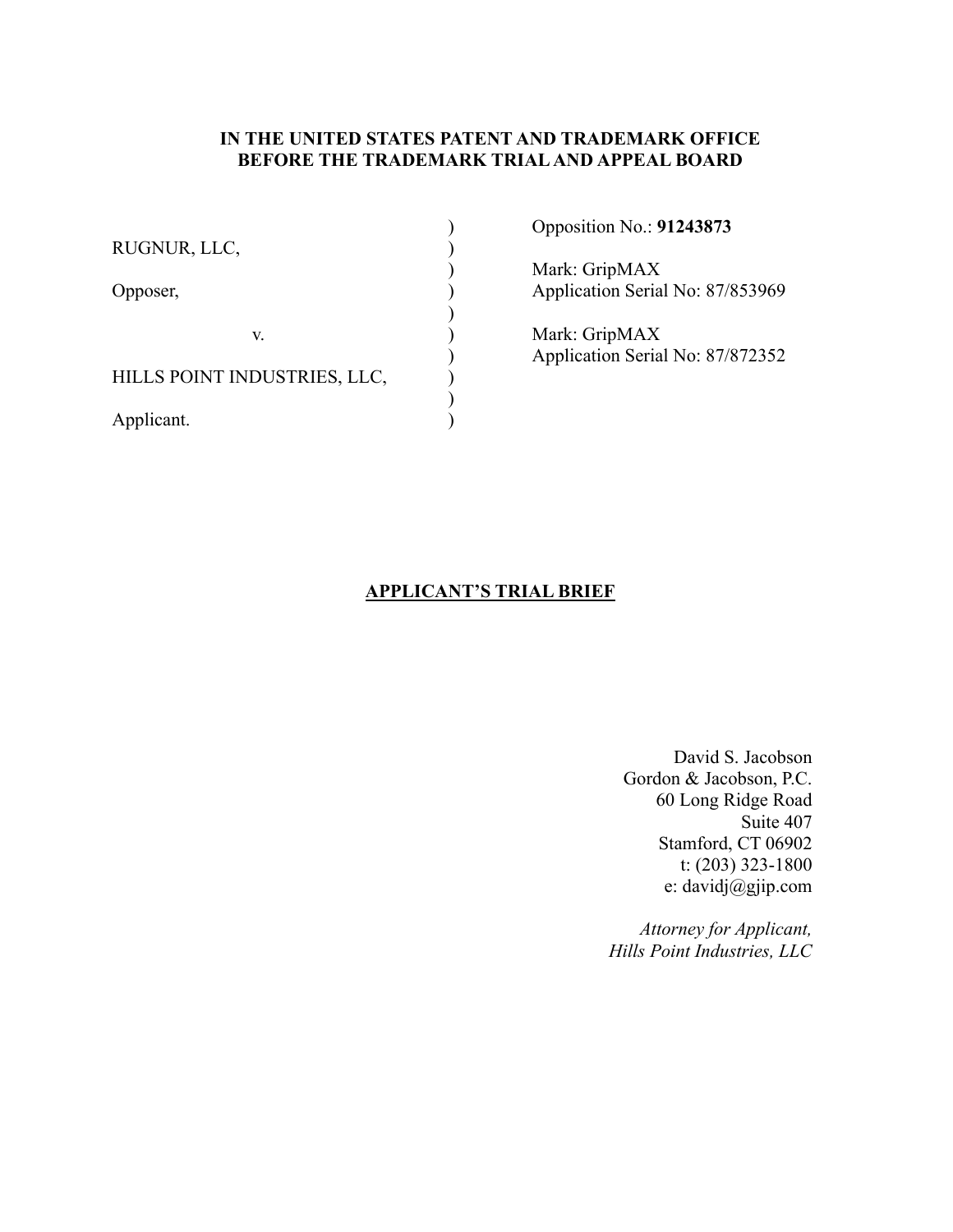**IN THE UNITED STATES PATENT AND TRADEMARK OFFICE**
**BEFORE THE TRADEMARK TRIAL AND APPEAL BOARD**

| | | |
|---|---|---|
| RUGNUR, LLC, | ) | Opposition No.: **91243873** |
| Opposer, | ) | Mark: GripMAX<br>Application Serial No: 87/853969 |
| v. | ) | Mark: GripMAX<br>Application Serial No: 87/872352 |
| HILLS POINT INDUSTRIES, LLC, | ) | |
| Applicant. | ) | |

# APPLICANT'S TRIAL BRIEF

David S. Jacobson
Gordon & Jacobson, P.C.
60 Long Ridge Road
Suite 407
Stamford, CT 06902
t: (203) 323-1800
e: davidj@gjip.com

*Attorney for Applicant,*
*Hills Point Industries, LLC*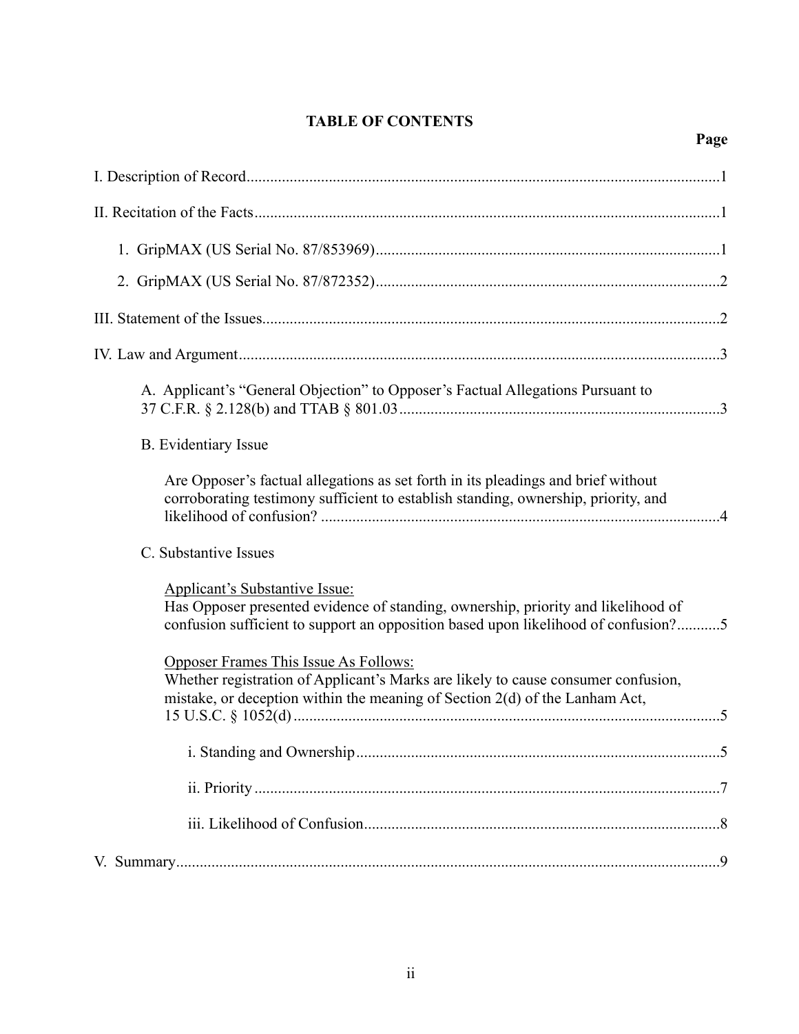# TABLE OF CONTENTS

**Page**

I. Description of Record ........................................................................................................ 1

II. Recitation of the Facts ...................................................................................................... 1

1. GripMAX (US Serial No. 87/853969) ........................................................................ 1

2. GripMAX (US Serial No. 87/872352) ........................................................................ 2

III. Statement of the Issues ................................................................................................... 2

IV. Law and Argument .......................................................................................................... 3

A. Applicant's "General Objection" to Opposer's Factual Allegations Pursuant to 37 C.F.R. § 2.128(b) and TTAB § 801.03 ................................................................................. 3

B. Evidentiary Issue

Are Opposer's factual allegations as set forth in its pleadings and brief without corroborating testimony sufficient to establish standing, ownership, priority, and likelihood of confusion? .................................................................................................... 4

C. Substantive Issues

<u>Applicant's Substantive Issue:</u>
Has Opposer presented evidence of standing, ownership, priority and likelihood of confusion sufficient to support an opposition based upon likelihood of confusion? ........... 5

<u>Opposer Frames This Issue As Follows:</u>
Whether registration of Applicant's Marks are likely to cause consumer confusion, mistake, or deception within the meaning of Section 2(d) of the Lanham Act, 15 U.S.C. § 1052(d) ............................................................................................................ 5

i. Standing and Ownership ............................................................................................ 5

ii. Priority ....................................................................................................................... 7

iii. Likelihood of Confusion ........................................................................................... 8

V. Summary ........................................................................................................................... 9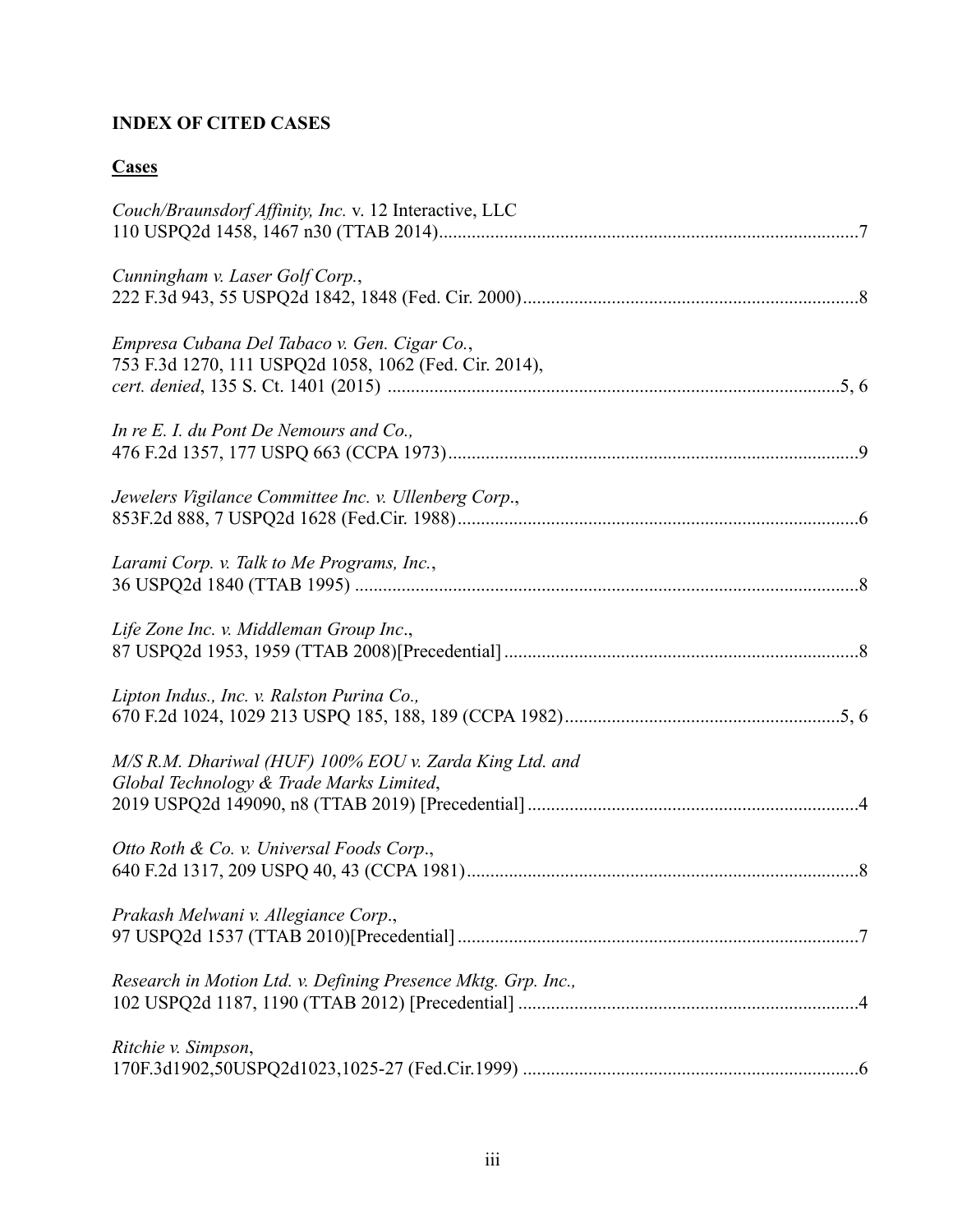**INDEX OF CITED CASES**

**Cases**

*Couch/Braunsdorf Affinity, Inc.* v. 12 Interactive, LLC
110 USPQ2d 1458, 1467 n30 (TTAB 2014)........................................................................................7

*Cunningham v. Laser Golf Corp.*,
222 F.3d 943, 55 USPQ2d 1842, 1848 (Fed. Cir. 2000)......................................................................8

*Empresa Cubana Del Tabaco v. Gen. Cigar Co.*,
753 F.3d 1270, 111 USPQ2d 1058, 1062 (Fed. Cir. 2014),
*cert. denied*, 135 S. Ct. 1401 (2015) ................................................................................................5, 6

*In re E. I. du Pont De Nemours and Co.,*
476 F.2d 1357, 177 USPQ 663 (CCPA 1973).......................................................................................9

*Jewelers Vigilance Committee Inc. v. Ullenberg Corp*.,
853F.2d 888, 7 USPQ2d 1628 (Fed.Cir. 1988).....................................................................................6

*Larami Corp. v. Talk to Me Programs, Inc.*,
36 USPQ2d 1840 (TTAB 1995) ..........................................................................................................8

*Life Zone Inc. v. Middleman Group Inc*.,
87 USPQ2d 1953, 1959 (TTAB 2008)[Precedential] ...........................................................................8

*Lipton Indus., Inc. v. Ralston Purina Co.,*
670 F.2d 1024, 1029 213 USPQ 185, 188, 189 (CCPA 1982)..........................................................5, 6

*M/S R.M. Dhariwal (HUF) 100% EOU v. Zarda King Ltd. and Global Technology & Trade Marks Limited*,
2019 USPQ2d 149090, n8 (TTAB 2019) [Precedential] .....................................................................4

*Otto Roth & Co. v. Universal Foods Corp*.,
640 F.2d 1317, 209 USPQ 40, 43 (CCPA 1981)...................................................................................8

*Prakash Melwani v. Allegiance Corp*.,
97 USPQ2d 1537 (TTAB 2010)[Precedential] ....................................................................................7

*Research in Motion Ltd. v. Defining Presence Mktg. Grp. Inc.,*
102 USPQ2d 1187, 1190 (TTAB 2012) [Precedential] .......................................................................4

*Ritchie v. Simpson*,
170F.3d1902,50USPQ2d1023,1025-27 (Fed.Cir.1999) ......................................................................6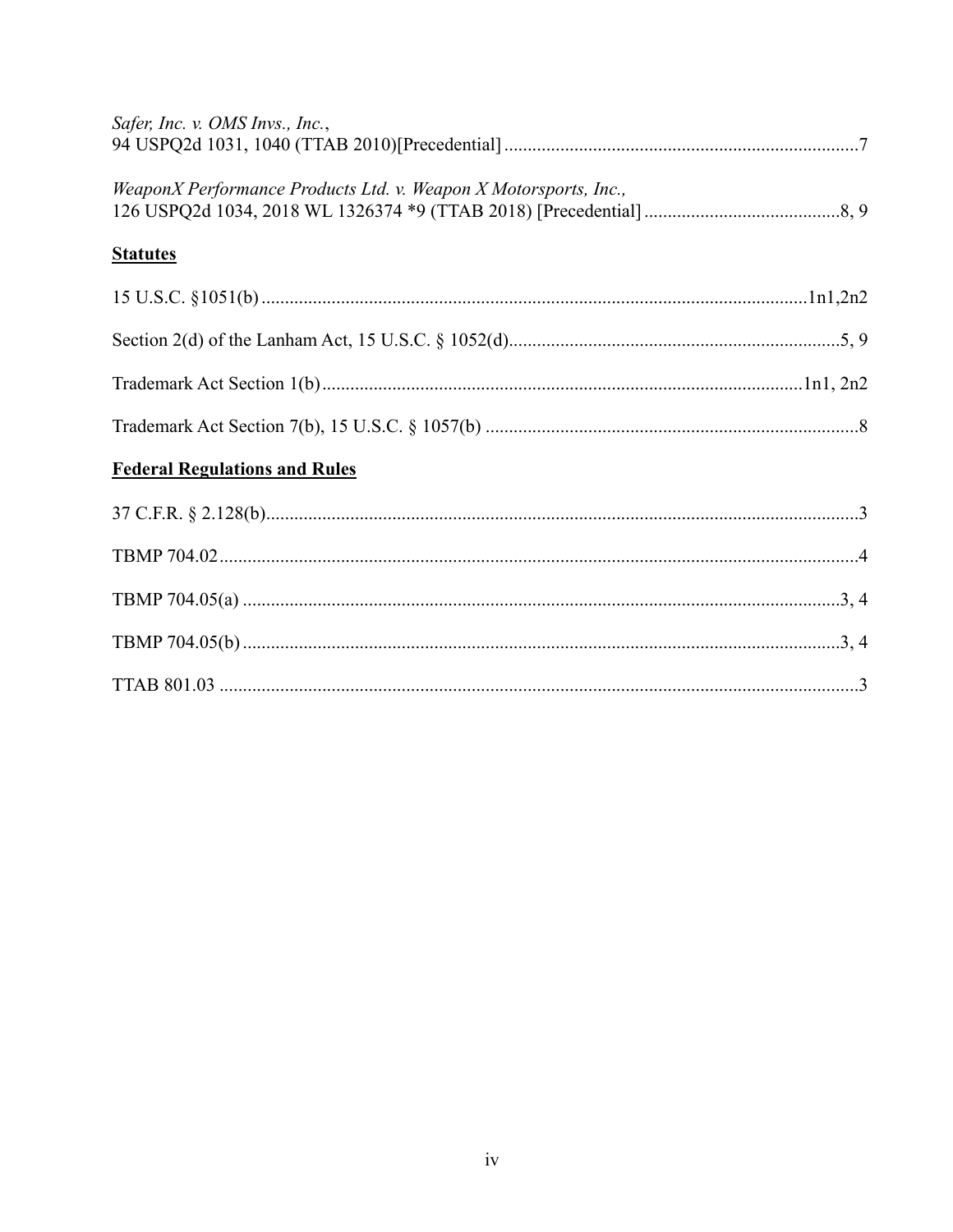*Safer, Inc. v. OMS Invs., Inc.*,
94 USPQ2d 1031, 1040 (TTAB 2010)[Precedential] ............................................................................7

*WeaponX Performance Products Ltd. v. Weapon X Motorsports, Inc.,*
126 USPQ2d 1034, 2018 WL 1326374 *9 (TTAB 2018) [Precedential] ..........................................8, 9

**Statutes**

15 U.S.C. §1051(b) ....................................................................................................................1n1,2n2

Section 2(d) of the Lanham Act, 15 U.S.C. § 1052(d).......................................................................5, 9

Trademark Act Section 1(b).....................................................................................................1n1, 2n2

Trademark Act Section 7(b), 15 U.S.C. § 1057(b) ................................................................................8

**Federal Regulations and Rules**

37 C.F.R. § 2.128(b)...............................................................................................................................3

TBMP 704.02.........................................................................................................................................4

TBMP 704.05(a) ................................................................................................................................3, 4

TBMP 704.05(b) ................................................................................................................................3, 4

TTAB 801.03 .........................................................................................................................................3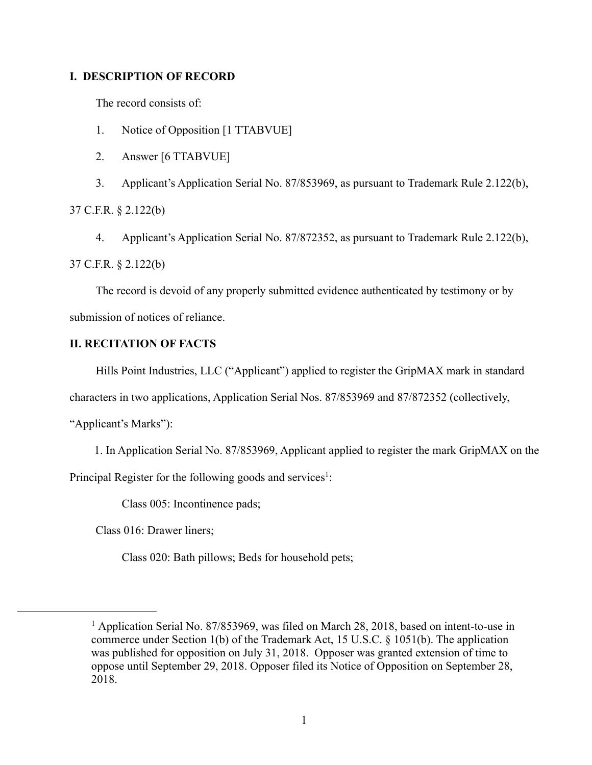## I. DESCRIPTION OF RECORD

The record consists of:

1. Notice of Opposition [1 TTABVUE]

2. Answer [6 TTABVUE]

3. Applicant's Application Serial No. 87/853969, as pursuant to Trademark Rule 2.122(b), 37 C.F.R. § 2.122(b)

4. Applicant's Application Serial No. 87/872352, as pursuant to Trademark Rule 2.122(b), 37 C.F.R. § 2.122(b)

The record is devoid of any properly submitted evidence authenticated by testimony or by submission of notices of reliance.

## II. RECITATION OF FACTS

Hills Point Industries, LLC ("Applicant") applied to register the GripMAX mark in standard characters in two applications, Application Serial Nos. 87/853969 and 87/872352 (collectively, "Applicant's Marks"):

1. In Application Serial No. 87/853969, Applicant applied to register the mark GripMAX on the Principal Register for the following goods and services[1]:

Class 005: Incontinence pads;

Class 016: Drawer liners;

Class 020: Bath pillows; Beds for household pets;

[1] Application Serial No. 87/853969, was filed on March 28, 2018, based on intent-to-use in commerce under Section 1(b) of the Trademark Act, 15 U.S.C. § 1051(b). The application was published for opposition on July 31, 2018. Opposer was granted extension of time to oppose until September 29, 2018. Opposer filed its Notice of Opposition on September 28, 2018.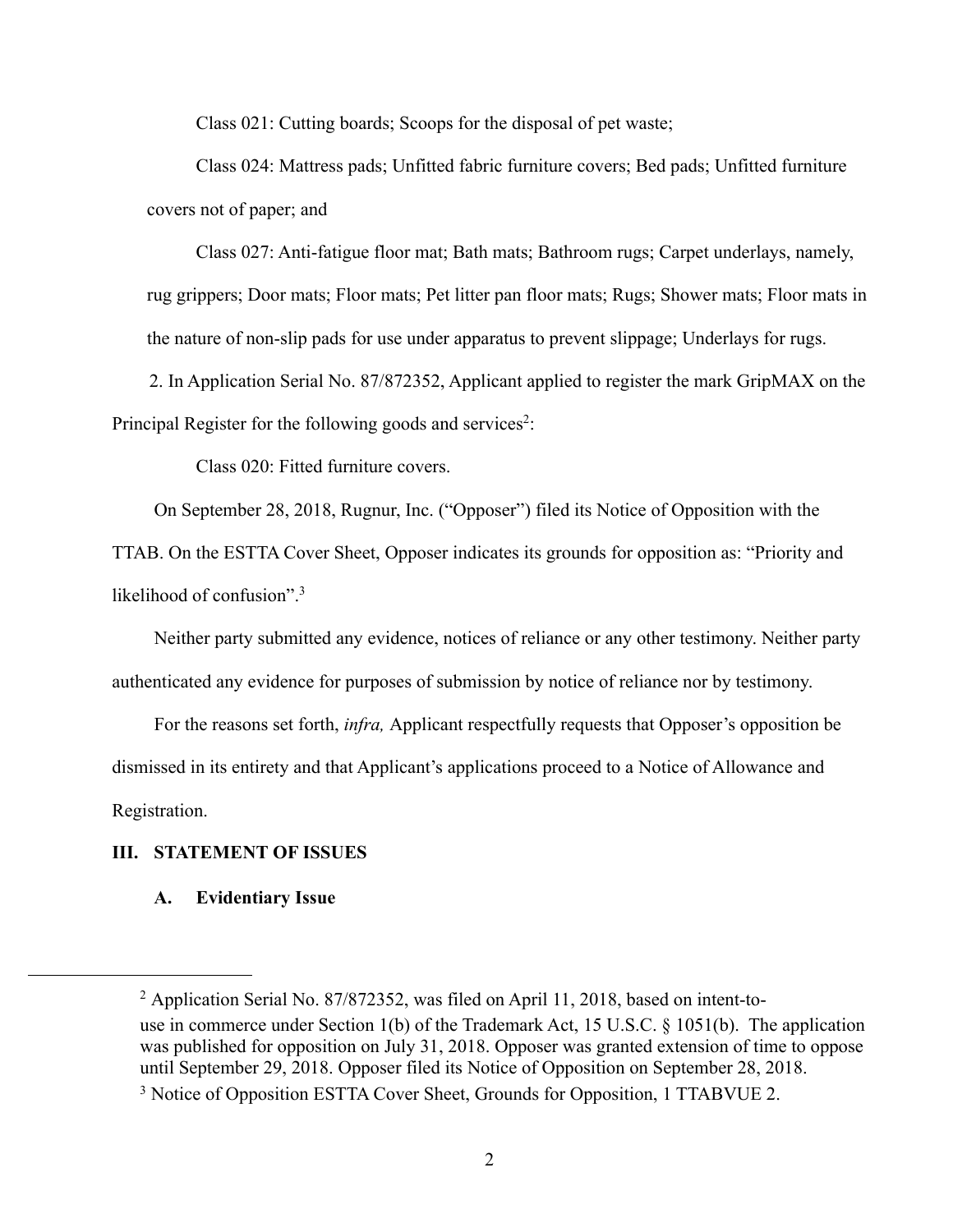Class 021: Cutting boards; Scoops for the disposal of pet waste;

Class 024: Mattress pads; Unfitted fabric furniture covers; Bed pads; Unfitted furniture covers not of paper; and

Class 027: Anti-fatigue floor mat; Bath mats; Bathroom rugs; Carpet underlays, namely, rug grippers; Door mats; Floor mats; Pet litter pan floor mats; Rugs; Shower mats; Floor mats in the nature of non-slip pads for use under apparatus to prevent slippage; Underlays for rugs.

2. In Application Serial No. 87/872352, Applicant applied to register the mark GripMAX on the Principal Register for the following goods and services[2]:

Class 020: Fitted furniture covers.

On September 28, 2018, Rugnur, Inc. ("Opposer") filed its Notice of Opposition with the TTAB. On the ESTTA Cover Sheet, Opposer indicates its grounds for opposition as: "Priority and likelihood of confusion".[3]

Neither party submitted any evidence, notices of reliance or any other testimony. Neither party authenticated any evidence for purposes of submission by notice of reliance nor by testimony.

For the reasons set forth, *infra,* Applicant respectfully requests that Opposer's opposition be dismissed in its entirety and that Applicant's applications proceed to a Notice of Allowance and Registration.

## III. STATEMENT OF ISSUES

### A. Evidentiary Issue

---

[2] Application Serial No. 87/872352, was filed on April 11, 2018, based on intent-to-use in commerce under Section 1(b) of the Trademark Act, 15 U.S.C. § 1051(b). The application was published for opposition on July 31, 2018. Opposer was granted extension of time to oppose until September 29, 2018. Opposer filed its Notice of Opposition on September 28, 2018.

[3] Notice of Opposition ESTTA Cover Sheet, Grounds for Opposition, 1 TTABVUE 2.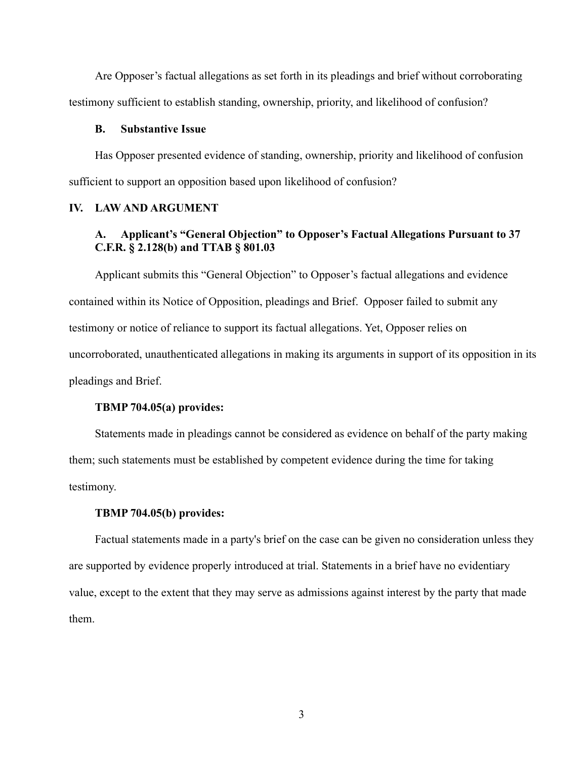Are Opposer's factual allegations as set forth in its pleadings and brief without corroborating testimony sufficient to establish standing, ownership, priority, and likelihood of confusion?

### B. Substantive Issue

Has Opposer presented evidence of standing, ownership, priority and likelihood of confusion sufficient to support an opposition based upon likelihood of confusion?

## IV. LAW AND ARGUMENT

### A. Applicant's "General Objection" to Opposer's Factual Allegations Pursuant to 37 C.F.R. § 2.128(b) and TTAB § 801.03

Applicant submits this "General Objection" to Opposer's factual allegations and evidence contained within its Notice of Opposition, pleadings and Brief. Opposer failed to submit any testimony or notice of reliance to support its factual allegations. Yet, Opposer relies on uncorroborated, unauthenticated allegations in making its arguments in support of its opposition in its pleadings and Brief.

**TBMP 704.05(a) provides:**

Statements made in pleadings cannot be considered as evidence on behalf of the party making them; such statements must be established by competent evidence during the time for taking testimony.

**TBMP 704.05(b) provides:**

Factual statements made in a party's brief on the case can be given no consideration unless they are supported by evidence properly introduced at trial. Statements in a brief have no evidentiary value, except to the extent that they may serve as admissions against interest by the party that made them.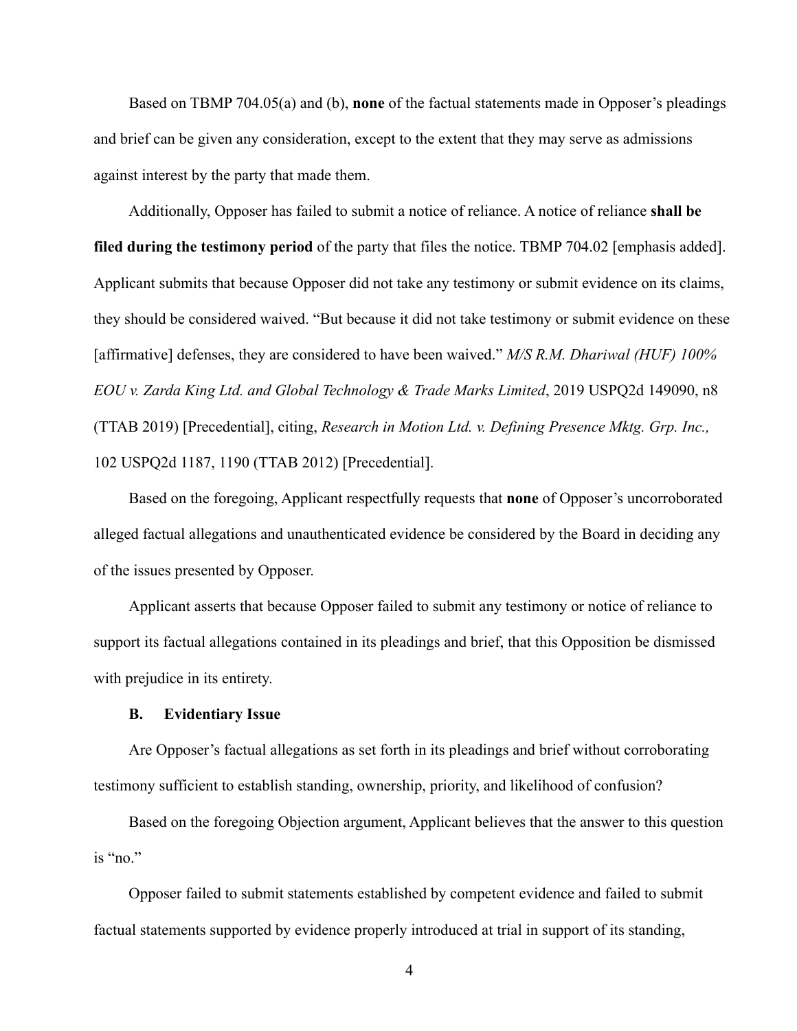Based on TBMP 704.05(a) and (b), **none** of the factual statements made in Opposer's pleadings and brief can be given any consideration, except to the extent that they may serve as admissions against interest by the party that made them.

Additionally, Opposer has failed to submit a notice of reliance. A notice of reliance **shall be filed during the testimony period** of the party that files the notice. TBMP 704.02 [emphasis added]. Applicant submits that because Opposer did not take any testimony or submit evidence on its claims, they should be considered waived. "But because it did not take testimony or submit evidence on these [affirmative] defenses, they are considered to have been waived." *M/S R.M. Dhariwal (HUF) 100% EOU v. Zarda King Ltd. and Global Technology & Trade Marks Limited*, 2019 USPQ2d 149090, n8 (TTAB 2019) [Precedential], citing, *Research in Motion Ltd. v. Defining Presence Mktg. Grp. Inc.,* 102 USPQ2d 1187, 1190 (TTAB 2012) [Precedential].

Based on the foregoing, Applicant respectfully requests that **none** of Opposer's uncorroborated alleged factual allegations and unauthenticated evidence be considered by the Board in deciding any of the issues presented by Opposer.

Applicant asserts that because Opposer failed to submit any testimony or notice of reliance to support its factual allegations contained in its pleadings and brief, that this Opposition be dismissed with prejudice in its entirety.

### B. Evidentiary Issue

Are Opposer's factual allegations as set forth in its pleadings and brief without corroborating testimony sufficient to establish standing, ownership, priority, and likelihood of confusion?

Based on the foregoing Objection argument, Applicant believes that the answer to this question is "no."

Opposer failed to submit statements established by competent evidence and failed to submit factual statements supported by evidence properly introduced at trial in support of its standing,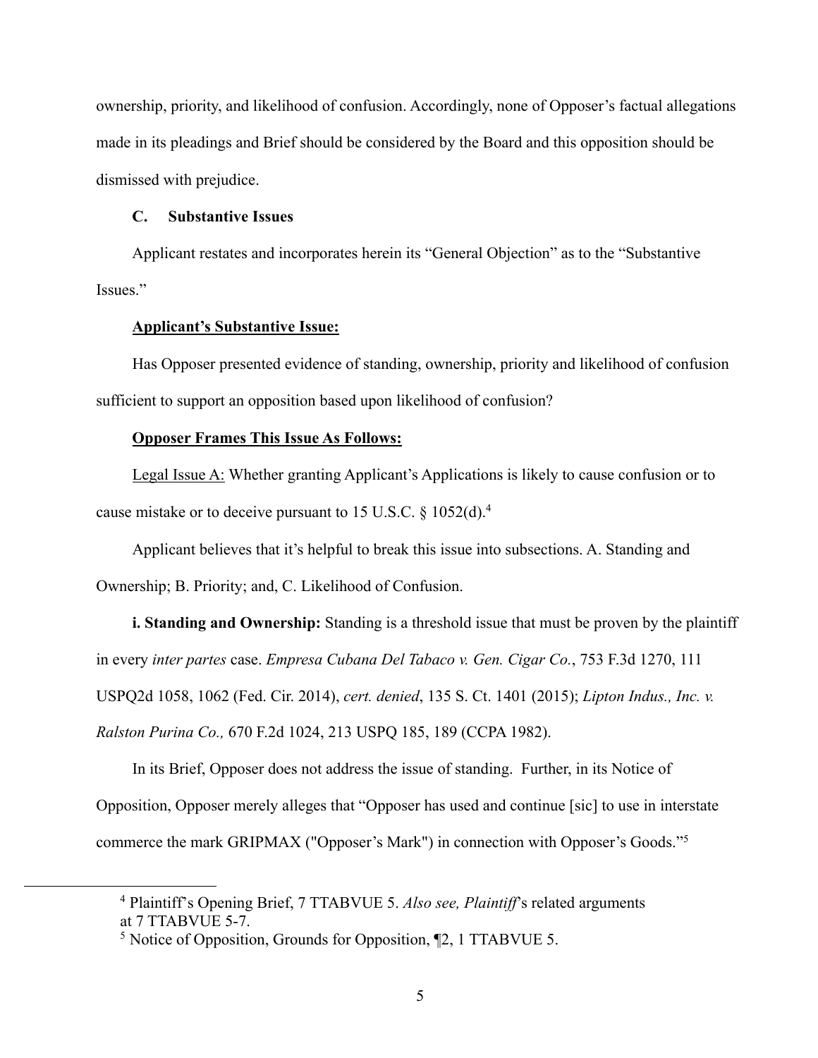ownership, priority, and likelihood of confusion. Accordingly, none of Opposer's factual allegations made in its pleadings and Brief should be considered by the Board and this opposition should be dismissed with prejudice.

### C. Substantive Issues

Applicant restates and incorporates herein its "General Objection" as to the "Substantive Issues."

**<u>Applicant's Substantive Issue:</u>**

Has Opposer presented evidence of standing, ownership, priority and likelihood of confusion sufficient to support an opposition based upon likelihood of confusion?

**<u>Opposer Frames This Issue As Follows:</u>**

<u>Legal Issue A:</u> Whether granting Applicant's Applications is likely to cause confusion or to cause mistake or to deceive pursuant to 15 U.S.C. § 1052(d).[4]

Applicant believes that it's helpful to break this issue into subsections. A. Standing and Ownership; B. Priority; and, C. Likelihood of Confusion.

**i. Standing and Ownership:** Standing is a threshold issue that must be proven by the plaintiff in every *inter partes* case. *Empresa Cubana Del Tabaco v. Gen. Cigar Co.*, 753 F.3d 1270, 111 USPQ2d 1058, 1062 (Fed. Cir. 2014), *cert. denied*, 135 S. Ct. 1401 (2015); *Lipton Indus., Inc. v. Ralston Purina Co.,* 670 F.2d 1024, 213 USPQ 185, 189 (CCPA 1982).

In its Brief, Opposer does not address the issue of standing. Further, in its Notice of Opposition, Opposer merely alleges that "Opposer has used and continue [sic] to use in interstate commerce the mark GRIPMAX ("Opposer's Mark") in connection with Opposer's Goods."[5]

---

[4] Plaintiff's Opening Brief, 7 TTABVUE 5. *Also see, Plaintiff*'s related arguments at 7 TTABVUE 5-7.

[5] Notice of Opposition, Grounds for Opposition, ¶2, 1 TTABVUE 5.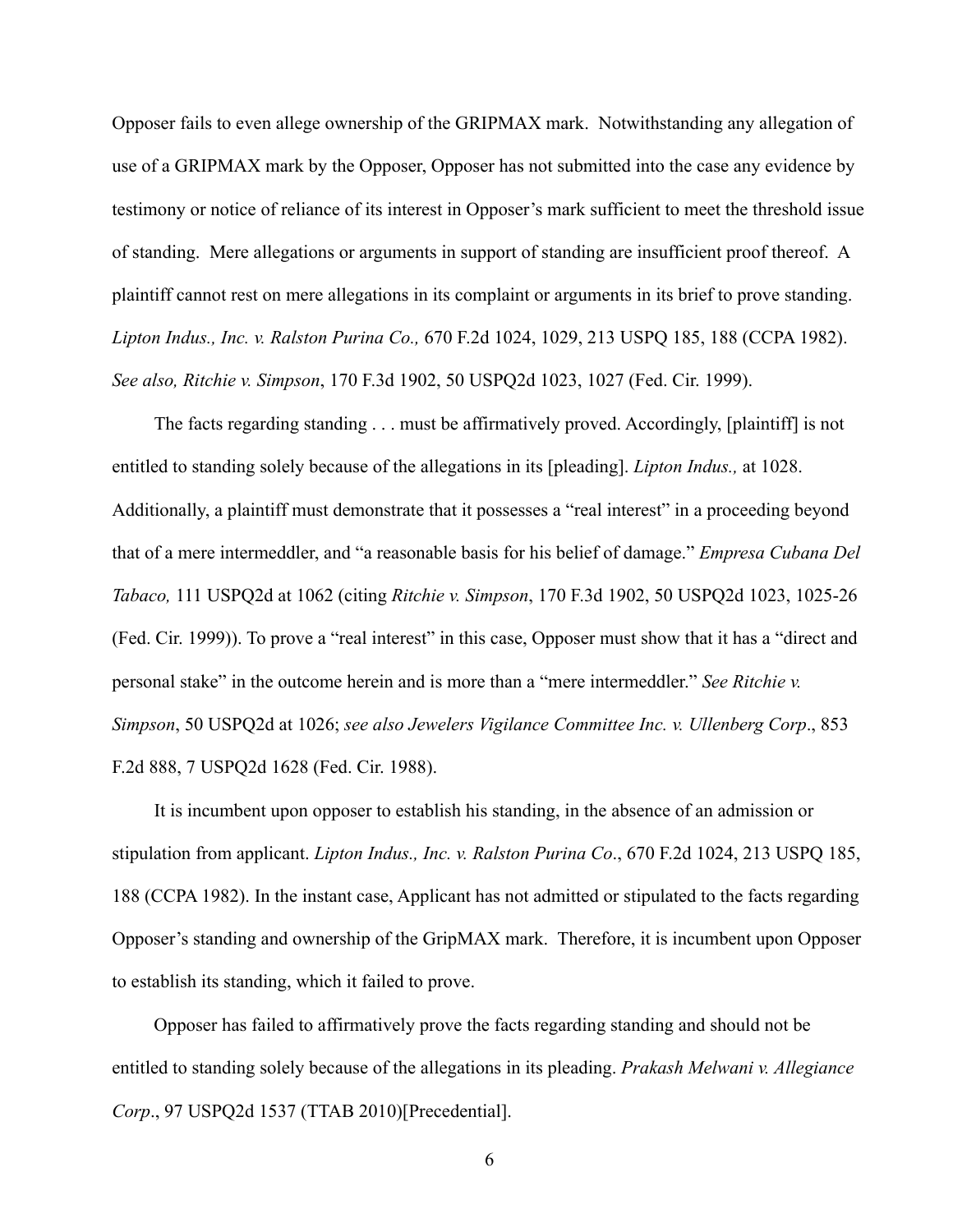Opposer fails to even allege ownership of the GRIPMAX mark. Notwithstanding any allegation of use of a GRIPMAX mark by the Opposer, Opposer has not submitted into the case any evidence by testimony or notice of reliance of its interest in Opposer's mark sufficient to meet the threshold issue of standing. Mere allegations or arguments in support of standing are insufficient proof thereof. A plaintiff cannot rest on mere allegations in its complaint or arguments in its brief to prove standing. *Lipton Indus., Inc. v. Ralston Purina Co.,* 670 F.2d 1024, 1029, 213 USPQ 185, 188 (CCPA 1982). *See also, Ritchie v. Simpson*, 170 F.3d 1902, 50 USPQ2d 1023, 1027 (Fed. Cir. 1999).

The facts regarding standing . . . must be affirmatively proved. Accordingly, [plaintiff] is not entitled to standing solely because of the allegations in its [pleading]. *Lipton Indus.,* at 1028. Additionally, a plaintiff must demonstrate that it possesses a "real interest" in a proceeding beyond that of a mere intermeddler, and "a reasonable basis for his belief of damage." *Empresa Cubana Del Tabaco,* 111 USPQ2d at 1062 (citing *Ritchie v. Simpson*, 170 F.3d 1902, 50 USPQ2d 1023, 1025-26 (Fed. Cir. 1999)). To prove a "real interest" in this case, Opposer must show that it has a "direct and personal stake" in the outcome herein and is more than a "mere intermeddler." *See Ritchie v. Simpson*, 50 USPQ2d at 1026; *see also Jewelers Vigilance Committee Inc. v. Ullenberg Corp*., 853 F.2d 888, 7 USPQ2d 1628 (Fed. Cir. 1988).

It is incumbent upon opposer to establish his standing, in the absence of an admission or stipulation from applicant. *Lipton Indus., Inc. v. Ralston Purina Co*., 670 F.2d 1024, 213 USPQ 185, 188 (CCPA 1982). In the instant case, Applicant has not admitted or stipulated to the facts regarding Opposer's standing and ownership of the GripMAX mark. Therefore, it is incumbent upon Opposer to establish its standing, which it failed to prove.

Opposer has failed to affirmatively prove the facts regarding standing and should not be entitled to standing solely because of the allegations in its pleading. *Prakash Melwani v. Allegiance Corp*., 97 USPQ2d 1537 (TTAB 2010)[Precedential].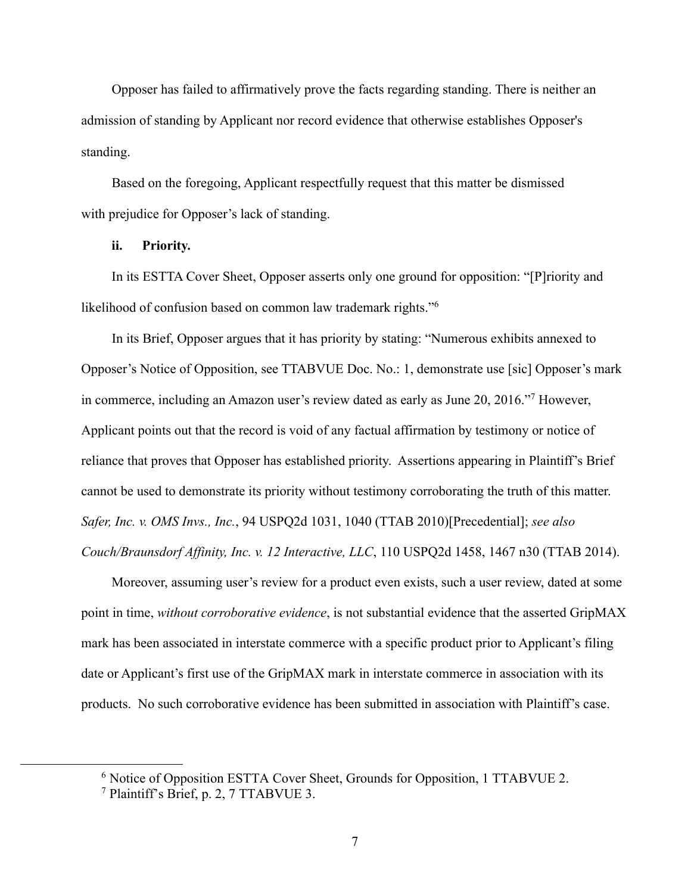Opposer has failed to affirmatively prove the facts regarding standing. There is neither an admission of standing by Applicant nor record evidence that otherwise establishes Opposer's standing.

Based on the foregoing, Applicant respectfully request that this matter be dismissed with prejudice for Opposer's lack of standing.

**ii. Priority.**

In its ESTTA Cover Sheet, Opposer asserts only one ground for opposition: "[P]riority and likelihood of confusion based on common law trademark rights."[6]

In its Brief, Opposer argues that it has priority by stating: "Numerous exhibits annexed to Opposer's Notice of Opposition, see TTABVUE Doc. No.: 1, demonstrate use [sic] Opposer's mark in commerce, including an Amazon user's review dated as early as June 20, 2016."[7] However, Applicant points out that the record is void of any factual affirmation by testimony or notice of reliance that proves that Opposer has established priority. Assertions appearing in Plaintiff's Brief cannot be used to demonstrate its priority without testimony corroborating the truth of this matter. *Safer, Inc. v. OMS Invs., Inc.*, 94 USPQ2d 1031, 1040 (TTAB 2010)[Precedential]; *see also Couch/Braunsdorf Affinity, Inc. v. 12 Interactive, LLC*, 110 USPQ2d 1458, 1467 n30 (TTAB 2014).

Moreover, assuming user's review for a product even exists, such a user review, dated at some point in time, *without corroborative evidence*, is not substantial evidence that the asserted GripMAX mark has been associated in interstate commerce with a specific product prior to Applicant's filing date or Applicant's first use of the GripMAX mark in interstate commerce in association with its products. No such corroborative evidence has been submitted in association with Plaintiff's case.

---

[6] Notice of Opposition ESTTA Cover Sheet, Grounds for Opposition, 1 TTABVUE 2.

[7] Plaintiff's Brief, p. 2, 7 TTABVUE 3.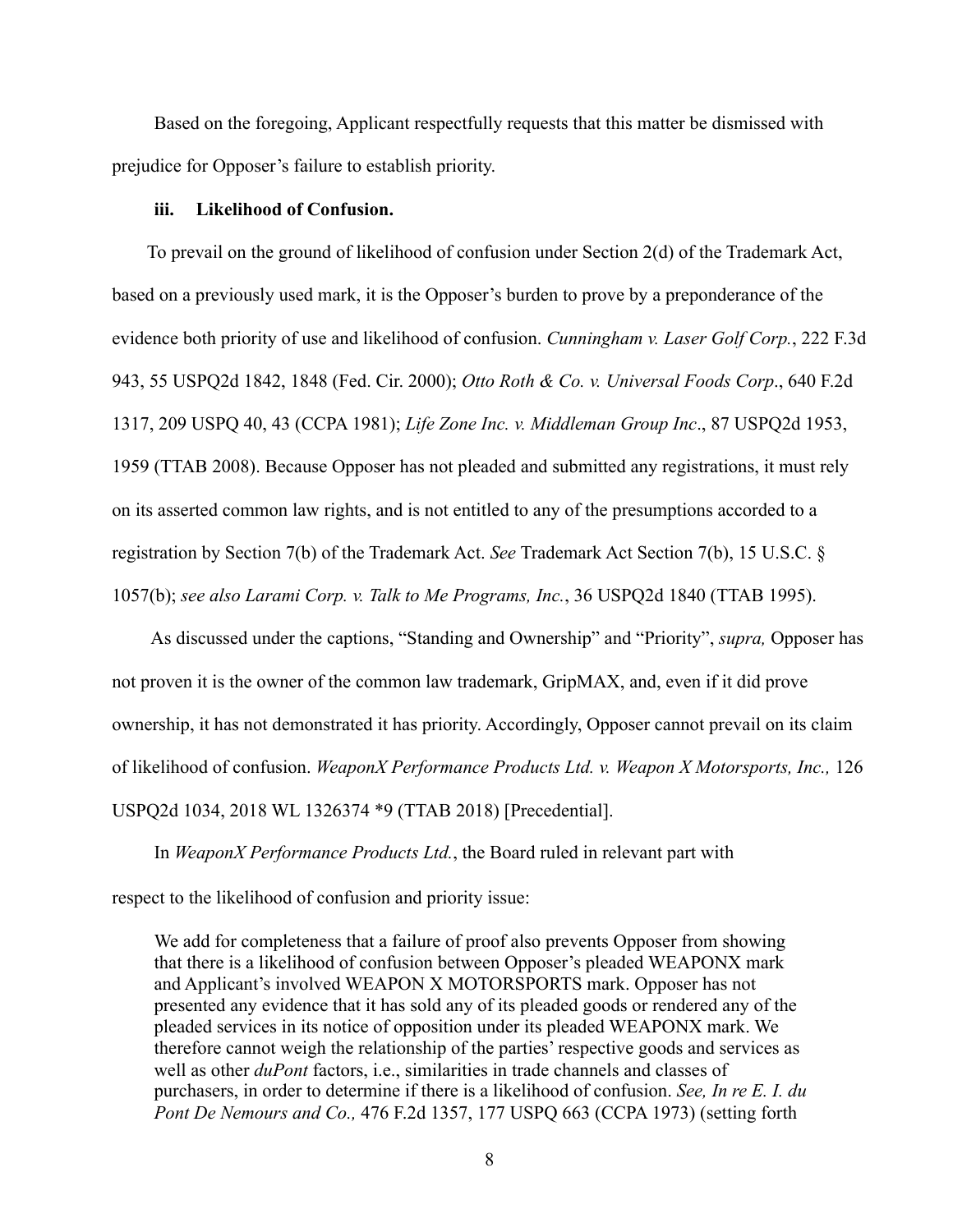Based on the foregoing, Applicant respectfully requests that this matter be dismissed with prejudice for Opposer's failure to establish priority.

**iii. Likelihood of Confusion.**

To prevail on the ground of likelihood of confusion under Section 2(d) of the Trademark Act, based on a previously used mark, it is the Opposer's burden to prove by a preponderance of the evidence both priority of use and likelihood of confusion. *Cunningham v. Laser Golf Corp.*, 222 F.3d 943, 55 USPQ2d 1842, 1848 (Fed. Cir. 2000); *Otto Roth & Co. v. Universal Foods Corp*., 640 F.2d 1317, 209 USPQ 40, 43 (CCPA 1981); *Life Zone Inc. v. Middleman Group Inc*., 87 USPQ2d 1953, 1959 (TTAB 2008). Because Opposer has not pleaded and submitted any registrations, it must rely on its asserted common law rights, and is not entitled to any of the presumptions accorded to a registration by Section 7(b) of the Trademark Act. *See* Trademark Act Section 7(b), 15 U.S.C. § 1057(b); *see also Larami Corp. v. Talk to Me Programs, Inc.*, 36 USPQ2d 1840 (TTAB 1995).

As discussed under the captions, "Standing and Ownership" and "Priority", *supra,* Opposer has not proven it is the owner of the common law trademark, GripMAX, and, even if it did prove ownership, it has not demonstrated it has priority. Accordingly, Opposer cannot prevail on its claim of likelihood of confusion. *WeaponX Performance Products Ltd. v. Weapon X Motorsports, Inc.,* 126 USPQ2d 1034, 2018 WL 1326374 *9 (TTAB 2018) [Precedential].

In *WeaponX Performance Products Ltd.*, the Board ruled in relevant part with respect to the likelihood of confusion and priority issue:

> We add for completeness that a failure of proof also prevents Opposer from showing that there is a likelihood of confusion between Opposer's pleaded WEAPONX mark and Applicant's involved WEAPON X MOTORSPORTS mark. Opposer has not presented any evidence that it has sold any of its pleaded goods or rendered any of the pleaded services in its notice of opposition under its pleaded WEAPONX mark. We therefore cannot weigh the relationship of the parties' respective goods and services as well as other *duPont* factors, i.e., similarities in trade channels and classes of purchasers, in order to determine if there is a likelihood of confusion. *See, In re E. I. du Pont De Nemours and Co.,* 476 F.2d 1357, 177 USPQ 663 (CCPA 1973) (setting forth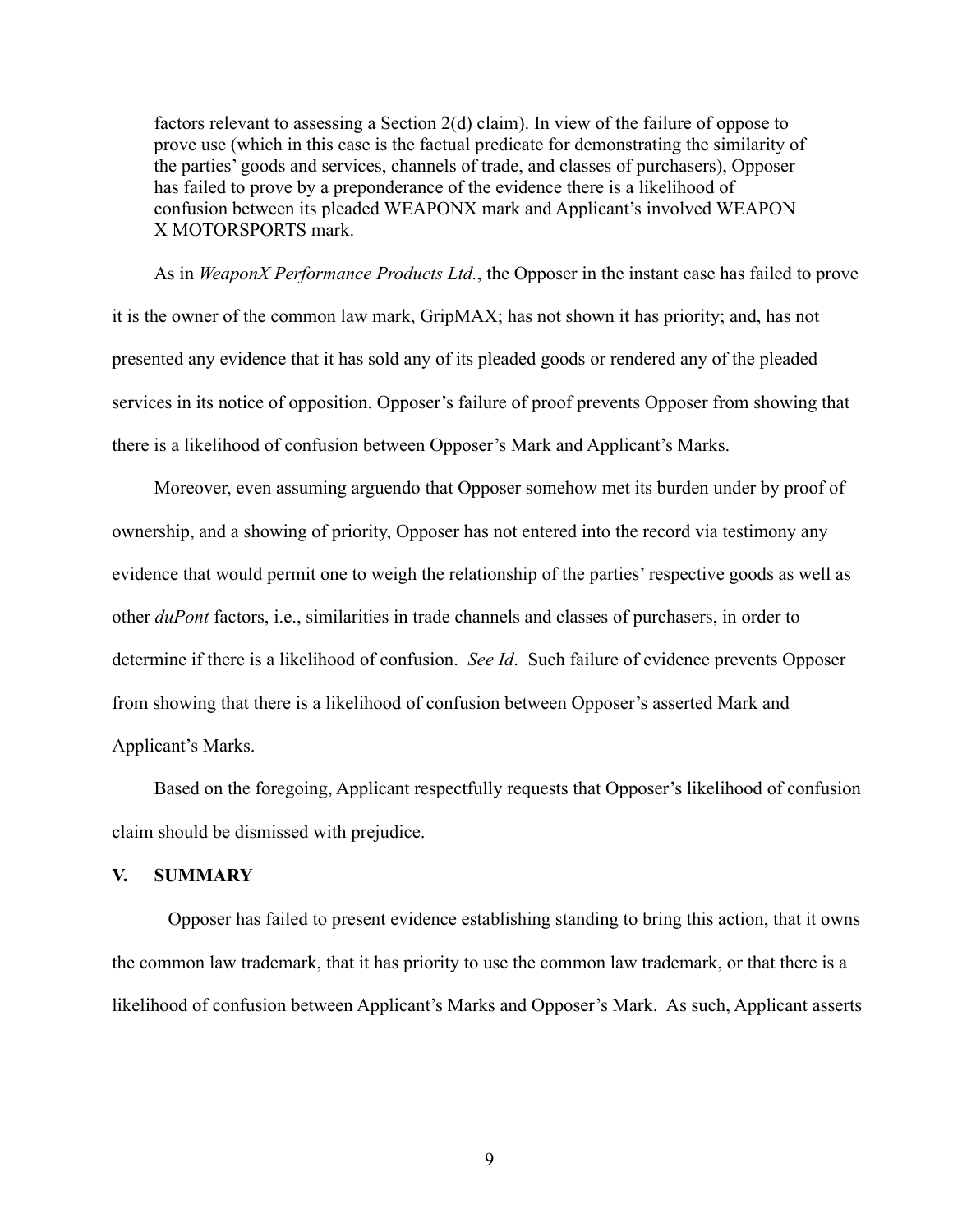> factors relevant to assessing a Section 2(d) claim). In view of the failure of oppose to prove use (which in this case is the factual predicate for demonstrating the similarity of the parties' goods and services, channels of trade, and classes of purchasers), Opposer has failed to prove by a preponderance of the evidence there is a likelihood of confusion between its pleaded WEAPONX mark and Applicant's involved WEAPON X MOTORSPORTS mark.

As in *WeaponX Performance Products Ltd.*, the Opposer in the instant case has failed to prove it is the owner of the common law mark, GripMAX; has not shown it has priority; and, has not presented any evidence that it has sold any of its pleaded goods or rendered any of the pleaded services in its notice of opposition. Opposer's failure of proof prevents Opposer from showing that there is a likelihood of confusion between Opposer's Mark and Applicant's Marks.

Moreover, even assuming arguendo that Opposer somehow met its burden under by proof of ownership, and a showing of priority, Opposer has not entered into the record via testimony any evidence that would permit one to weigh the relationship of the parties' respective goods as well as other *duPont* factors, i.e., similarities in trade channels and classes of purchasers, in order to determine if there is a likelihood of confusion. *See Id*. Such failure of evidence prevents Opposer from showing that there is a likelihood of confusion between Opposer's asserted Mark and Applicant's Marks.

Based on the foregoing, Applicant respectfully requests that Opposer's likelihood of confusion claim should be dismissed with prejudice.

## V. SUMMARY

Opposer has failed to present evidence establishing standing to bring this action, that it owns the common law trademark, that it has priority to use the common law trademark, or that there is a likelihood of confusion between Applicant's Marks and Opposer's Mark. As such, Applicant asserts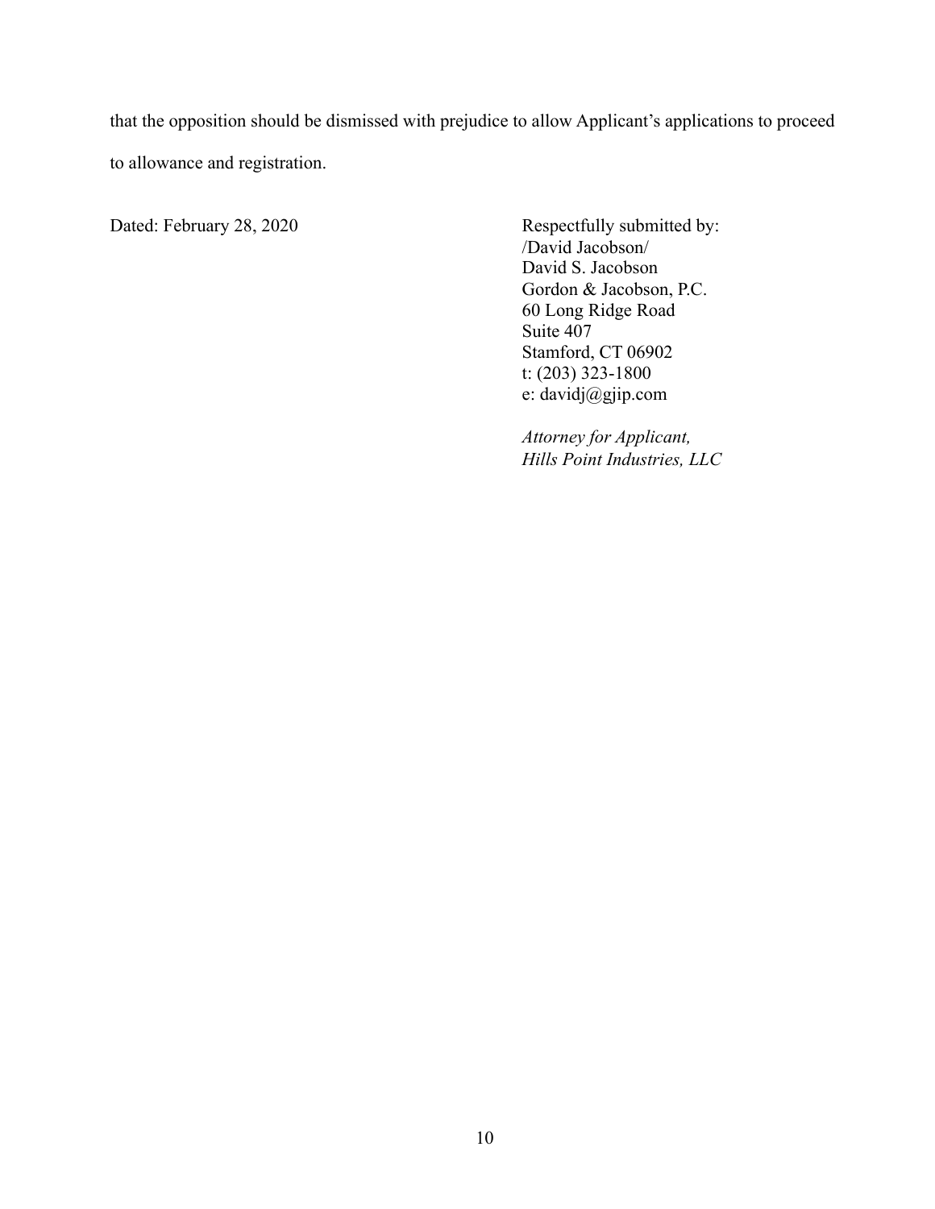that the opposition should be dismissed with prejudice to allow Applicant's applications to proceed to allowance and registration.

Dated: February 28, 2020

Respectfully submitted by:
/David Jacobson/
David S. Jacobson
Gordon & Jacobson, P.C.
60 Long Ridge Road
Suite 407
Stamford, CT 06902
t: (203) 323-1800
e: davidj@gjip.com

*Attorney for Applicant,*
*Hills Point Industries, LLC*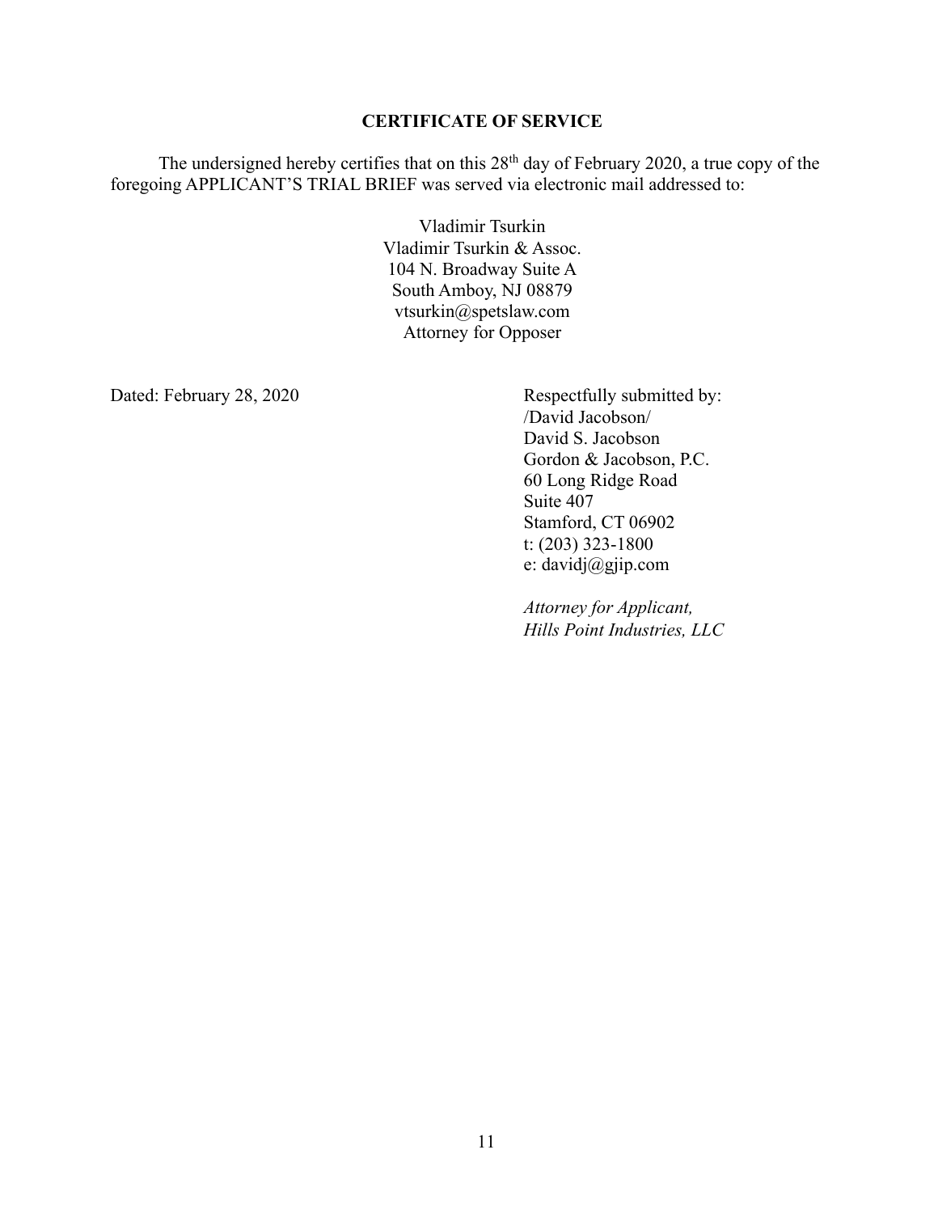## CERTIFICATE OF SERVICE

The undersigned hereby certifies that on this 28th day of February 2020, a true copy of the foregoing APPLICANT'S TRIAL BRIEF was served via electronic mail addressed to:

Vladimir Tsurkin  
Vladimir Tsurkin & Assoc.  
104 N. Broadway Suite A  
South Amboy, NJ 08879  
vtsurkin@spetslaw.com  
Attorney for Opposer

Dated: February 28, 2020

Respectfully submitted by:  
/David Jacobson/  
David S. Jacobson  
Gordon & Jacobson, P.C.  
60 Long Ridge Road  
Suite 407  
Stamford, CT 06902  
t: (203) 323-1800  
e: davidj@gjip.com

*Attorney for Applicant,*  
*Hills Point Industries, LLC*